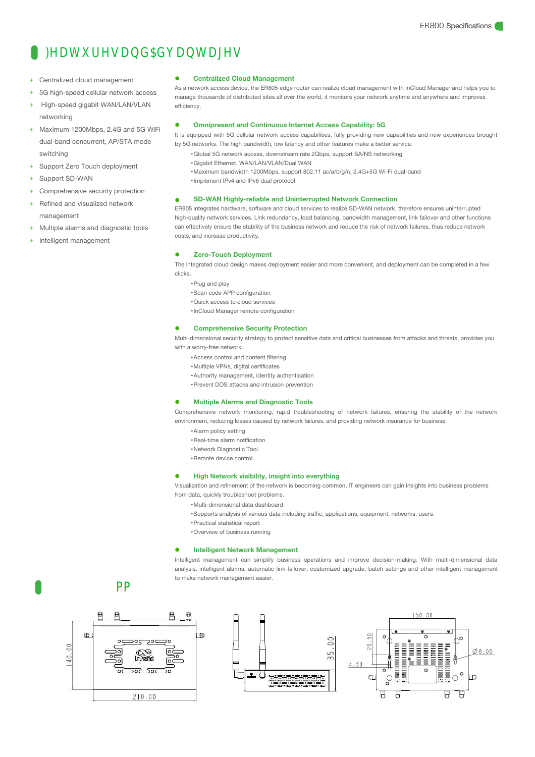# )HDWXUHVDQG$GYDQWDJHV

- Centralized cloud management
- 5G high-speed cellular network access
- High-speed gigabit WAN/LAN/VLAN networking
- Maximum 1200Mbps, 2.4G and 5G WiFi dual-band concurrent, AP/STA mode switching
- Support Zero Touch deployment
- Support SD-WAN
- Comprehensive security protection
- Refined and visualized network management
- Multiple alarms and diagnostic tools
- Intelligent management

### Centralized Cloud Management

As a network access device, the ER805 edge router can realize cloud management with InCloud Manager and helps you to manage thousands of distributed sites all over the world, it monitors your network anytime and anywhere and improves efficiency.

### Omnipresent and Continuous Internet Access Capability: 5G

It is equipped with 5G cellular network access capabilities, fully providing new capabilities and new experiences brought by 5G networks. The high bandwidth, low latency and other features make a better service.

- Global 5G network access, downstream rate 2Gbps, support SA/NS networking
- Gigabit Ethernet, WAN/LAN/VLAN/Dual WAN
- Maximum bandwidth 1200Mbps, support 802.11 ac/a/b/g/n, 2.4G+5G Wi-Fi dual-band
- Implement IPv4 and IPv6 dual protocol

### SD-WAN Highly-reliable and Uninterrupted Network Connection

ER805 integrates hardware, software and cloud services to realize SD-WAN network, therefore ensures uninterrupted high-quality network services. Link redundancy, load balancing, bandwidth management, link failover and other functions can effectively ensure the stability of the business network and reduce the risk of network failures, thus reduce network costs, and increase productivity.

### Zero-Touch Deployment

The integrated cloud design makes deployment easier and more convenient, and deployment can be completed in a few clicks.

- Plug and play
- Scan code APP configuration
- Quick access to cloud services
- InCloud Manager remote configuration

### Comprehensive Security Protection

Multi-dimensional security strategy to protect sensitive data and critical businesses from attacks and threats, provides you with a worry-free network.

- Access control and content filtering
- Multiple VPNs, digital certificates
- Authority management, identity authentication
- Prevent DOS attacks and intrusion prevention

### Multiple Alarms and Diagnostic Tools

Comprehensive network monitoring, rapid troubleshooting of network failures, ensuring the stability of the network environment, reducing losses caused by network failures, and providing network insurance for business

- Alarm policy setting
- Real-time alarm notification
- Network Diagnostic Tool
- Remote device control

### High Network visibility, insight into everything

Visualization and refinement of the network is becoming common, IT engineers can gain insights into business problems from data, quickly troubleshoot problems.

- Multi-dimensional data dashboard
- Supports analysis of various data including traffic, applications, equipment, networks, users.
- Practical statistical report
- Overview of business running

### Intelligent Network Management

Intelligent management can simplify business operations and improve decision-making. With multi-dimensional data analysis, intelligent alarms, automatic link failover, customized upgrade, batch settings and other intelligent management to make network management easier.

# PP

140.00

210.00

35.00

150.00

20.50

4.50

Ø8.00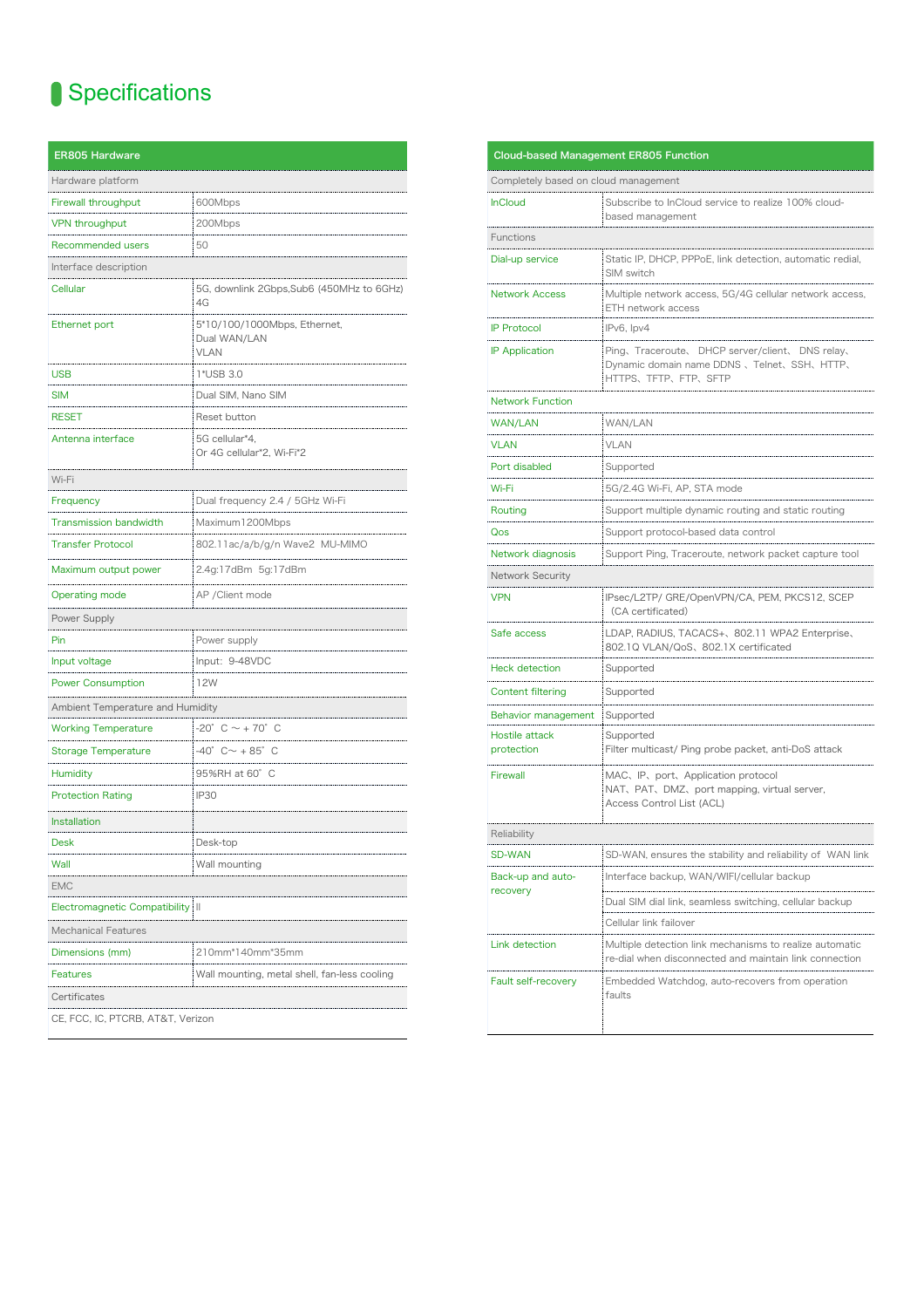# Specifications

| ER805 Hardware | |
|---|---|
| Hardware platform | |
| Firewall throughput | 600Mbps |
| VPN throughput | 200Mbps |
| Recommended users | 50 |
| Interface description | |
| Cellular | 5G, downlink 2Gbps,Sub6 (450MHz to 6GHz)<br>4G |
| Ethernet port | 5*10/100/1000Mbps, Ethernet,<br>Dual WAN/LAN<br>VLAN |
| USB | 1*USB 3.0 |
| SIM | Dual SIM, Nano SIM |
| RESET | Reset button |
| Antenna interface | 5G cellular*4,<br>Or 4G cellular*2, Wi-Fi*2 |
| Wi-Fi | |
| Frequency | Dual frequency 2.4 / 5GHz Wi-Fi |
| Transmission bandwidth | Maximum1200Mbps |
| Transfer Protocol | 802.11ac/a/b/g/n Wave2 MU-MIMO |
| Maximum output power | 2.4g:17dBm 5g:17dBm |
| Operating mode | AP /Client mode |
| Power Supply | |
| Pin | Power supply |
| Input voltage | Input: 9-48VDC |
| Power Consumption | 12W |
| Ambient Temperature and Humidity | |
| Working Temperature | -20° C ~ + 70° C |
| Storage Temperature | -40° C~ + 85° C |
| Humidity | 95%RH at 60° C |
| Protection Rating | IP30 |
| Installation | |
| Desk | Desk-top |
| Wall | Wall mounting |
| EMC | |
| Electromagnetic Compatibility | II |
| Mechanical Features | |
| Dimensions (mm) | 210mm*140mm*35mm |
| Features | Wall mounting, metal shell, fan-less cooling |
| Certificates | |
| CE, FCC, IC, PTCRB, AT&T, Verizon | |

| Cloud-based Management ER805 Function | |
|---|---|
| Completely based on cloud management | |
| InCloud | Subscribe to InCloud service to realize 100% cloud-based management |
| Functions | |
| Dial-up service | Static IP, DHCP, PPPoE, link detection, automatic redial, SIM switch |
| Network Access | Multiple network access, 5G/4G cellular network access, ETH network access |
| IP Protocol | IPv6, Ipv4 |
| IP Application | Ping、Traceroute、DHCP server/client、DNS relay、Dynamic domain name DDNS 、Telnet、SSH、HTTP、HTTPS、TFTP、FTP、SFTP |
| Network Function | |
| WAN/LAN | WAN/LAN |
| VLAN | VLAN |
| Port disabled | Supported |
| Wi-Fi | 5G/2.4G Wi-Fi, AP, STA mode |
| Routing | Support multiple dynamic routing and static routing |
| Qos | Support protocol-based data control |
| Network diagnosis | Support Ping, Traceroute, network packet capture tool |
| Network Security | |
| VPN | IPsec/L2TP/ GRE/OpenVPN/CA, PEM, PKCS12, SCEP (CA certificated) |
| Safe access | LDAP, RADIUS, TACACS+、802.11 WPA2 Enterprise、802.1Q VLAN/QoS、802.1X certificated |
| Heck detection | Supported |
| Content filtering | Supported |
| Behavior management | Supported |
| Hostile attack protection | Supported<br>Filter multicast/ Ping probe packet, anti-DoS attack |
| Firewall | MAC、IP、port、Application protocol<br>NAT、PAT、DMZ、port mapping, virtual server,<br>Access Control List (ACL) |
| Reliability | |
| SD-WAN | SD-WAN, ensures the stability and reliability of WAN link |
| Back-up and auto-recovery | Interface backup, WAN/WIFI/cellular backup |
| | Dual SIM dial link, seamless switching, cellular backup |
| | Cellular link failover |
| Link detection | Multiple detection link mechanisms to realize automatic re-dial when disconnected and maintain link connection |
| Fault self-recovery | Embedded Watchdog, auto-recovers from operation faults |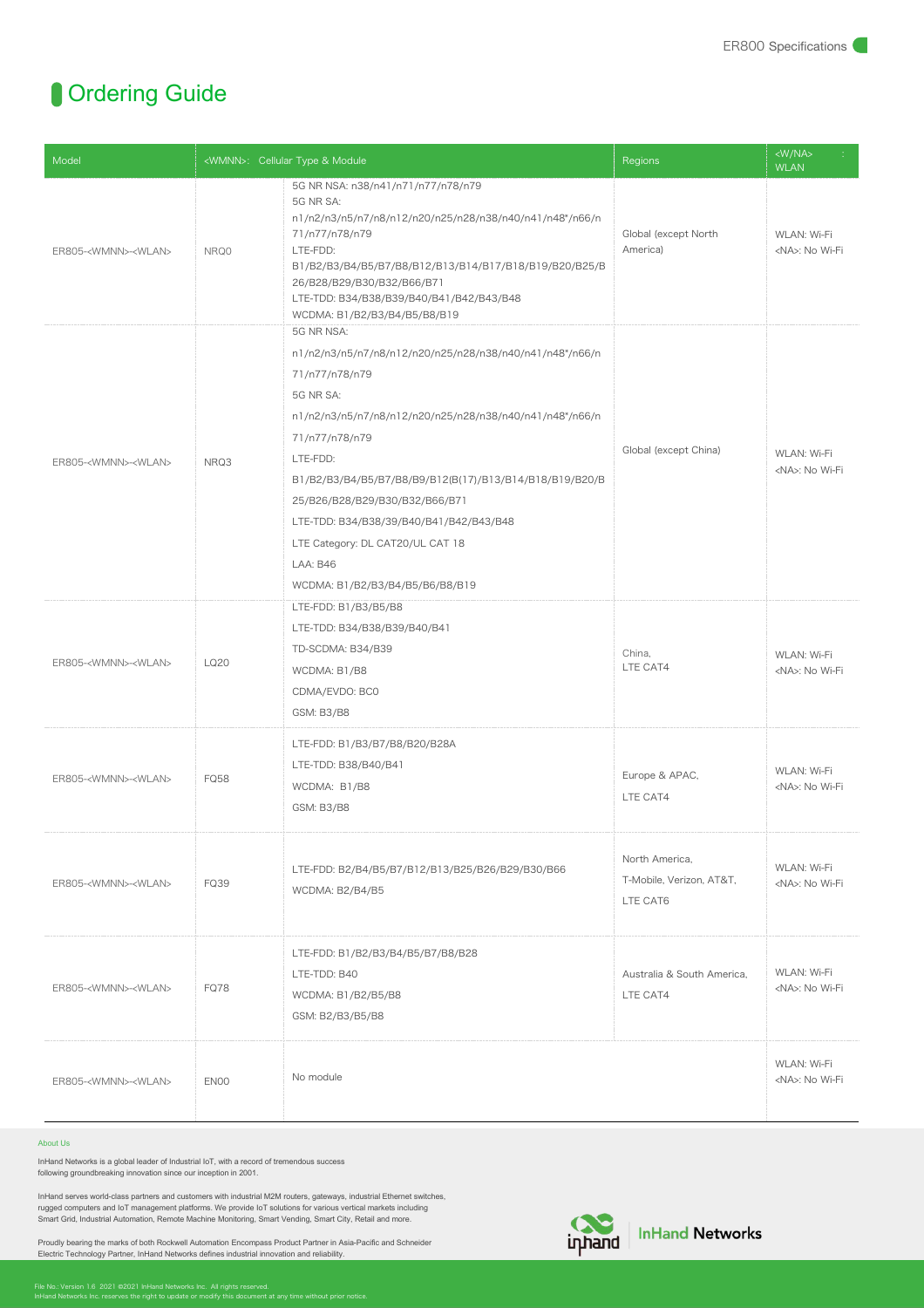# Ordering Guide

| Model | <WMNN>: Cellular Type & Module | | Regions | <W/NA>: WLAN |
|---|---|---|---|---|
| ER805-<WMNN>-<WLAN> | NRQ0 | 5G NR NSA: n38/n41/n71/n77/n78/n79<br>5G NR SA: n1/n2/n3/n5/n7/n8/n12/n20/n25/n28/n38/n40/n41/n48*/n66/n71/n77/n78/n79<br>LTE-FDD: B1/B2/B3/B4/B5/B7/B8/B12/B13/B14/B17/B18/B19/B20/B25/B26/B28/B29/B30/B32/B66/B71<br>LTE-TDD: B34/B38/B39/B40/B41/B42/B43/B48<br>WCDMA: B1/B2/B3/B4/B5/B8/B19 | Global (except North America) | WLAN: Wi-Fi<br><NA>: No Wi-Fi |
| ER805-<WMNN>-<WLAN> | NRQ3 | 5G NR NSA: n1/n2/n3/n5/n7/n8/n12/n20/n25/n28/n38/n40/n41/n48*/n66/n71/n77/n78/n79<br>5G NR SA: n1/n2/n3/n5/n7/n8/n12/n20/n25/n28/n38/n40/n41/n48*/n66/n71/n77/n78/n79<br>LTE-FDD: B1/B2/B3/B4/B5/B7/B8/B9/B12(B(17)/B13/B14/B18/B19/B20/B25/B26/B28/B29/B30/B32/B66/B71<br>LTE-TDD: B34/B38/39/B40/B41/B42/B43/B48<br>LTE Category: DL CAT20/UL CAT 18<br>LAA: B46<br>WCDMA: B1/B2/B3/B4/B5/B6/B8/B19 | Global (except China) | WLAN: Wi-Fi<br><NA>: No Wi-Fi |
| ER805-<WMNN>-<WLAN> | LQ20 | LTE-FDD: B1/B3/B5/B8<br>LTE-TDD: B34/B38/B39/B40/B41<br>TD-SCDMA: B34/B39<br>WCDMA: B1/B8<br>CDMA/EVDO: BC0<br>GSM: B3/B8 | China,<br>LTE CAT4 | WLAN: Wi-Fi<br><NA>: No Wi-Fi |
| ER805-<WMNN>-<WLAN> | FQ58 | LTE-FDD: B1/B3/B7/B8/B20/B28A<br>LTE-TDD: B38/B40/B41<br>WCDMA: B1/B8<br>GSM: B3/B8 | Europe & APAC,<br>LTE CAT4 | WLAN: Wi-Fi<br><NA>: No Wi-Fi |
| ER805-<WMNN>-<WLAN> | FQ39 | LTE-FDD: B2/B4/B5/B7/B12/B13/B25/B26/B29/B30/B66<br>WCDMA: B2/B4/B5 | North America,<br>T-Mobile, Verizon, AT&T,<br>LTE CAT6 | WLAN: Wi-Fi<br><NA>: No Wi-Fi |
| ER805-<WMNN>-<WLAN> | FQ78 | LTE-FDD: B1/B2/B3/B4/B5/B7/B8/B28<br>LTE-TDD: B40<br>WCDMA: B1/B2/B5/B8<br>GSM: B2/B3/B5/B8 | Australia & South America,<br>LTE CAT4 | WLAN: Wi-Fi<br><NA>: No Wi-Fi |
| ER805-<WMNN>-<WLAN> | EN00 | No module | | WLAN: Wi-Fi<br><NA>: No Wi-Fi |

About Us

InHand Networks is a global leader of Industrial IoT, with a record of tremendous success following groundbreaking innovation since our inception in 2001.

InHand serves world-class partners and customers with industrial M2M routers, gateways, industrial Ethernet switches, rugged computers and IoT management platforms. We provide IoT solutions for various vertical markets including Smart Grid, Industrial Automation, Remote Machine Monitoring, Smart Vending, Smart City, Retail and more.

Proudly bearing the marks of both Rockwell Automation Encompass Product Partner in Asia-Pacific and Schneider Electric Technology Partner, InHand Networks defines industrial innovation and reliability.

InHand Networks

File No.: Version 1.6 2021 ©2021 InHand Networks Inc. All rights reserved.
InHand Networks Inc. reserves the right to update or modify this document at any time without prior notice.